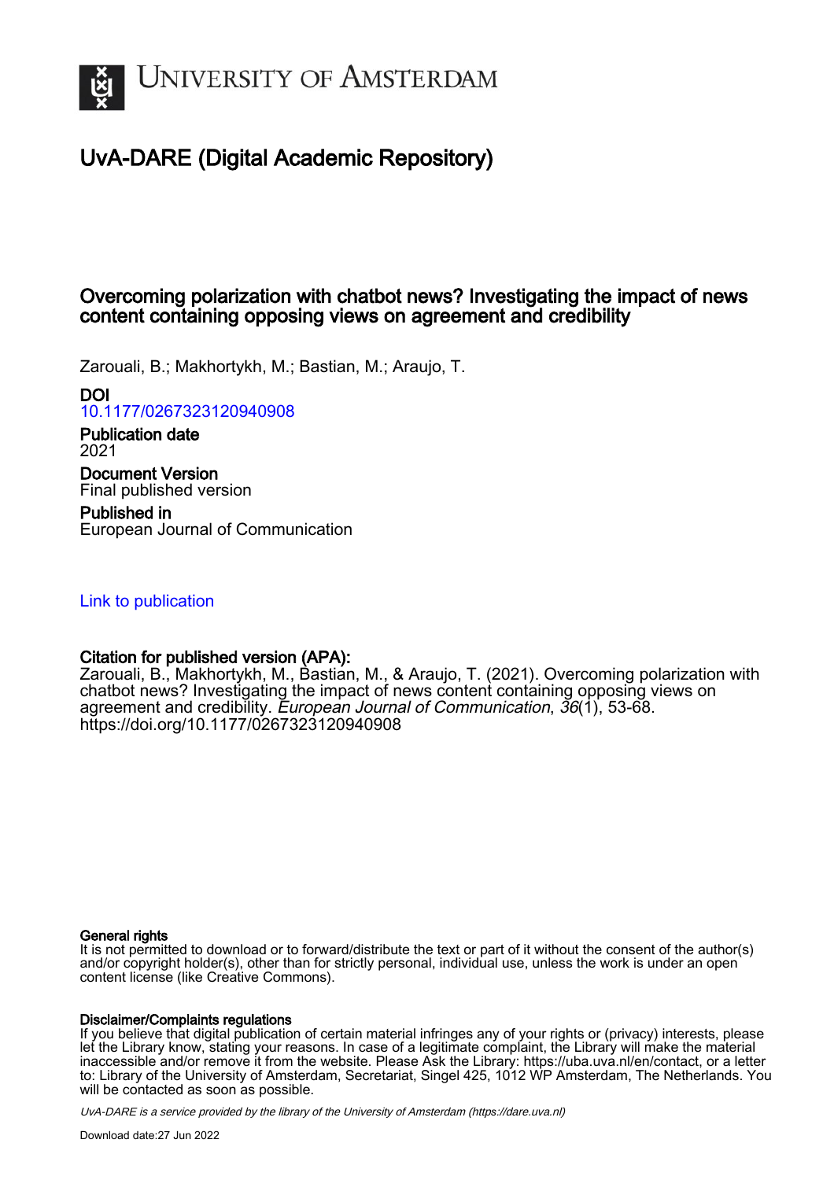# University of Amsterdam

## UvA-DARE (Digital Academic Repository)

### Overcoming polarization with chatbot news? Investigating the impact of news content containing opposing views on agreement and credibility

Zarouali, B.; Makhortykh, M.; Bastian, M.; Araujo, T.

**DOI**
10.1177/0267323120940908

**Publication date**
2021

**Document Version**
Final published version

**Published in**
European Journal of Communication

Link to publication

**Citation for published version (APA):**
Zarouali, B., Makhortykh, M., Bastian, M., & Araujo, T. (2021). Overcoming polarization with chatbot news? Investigating the impact of news content containing opposing views on agreement and credibility. *European Journal of Communication*, *36*(1), 53-68. https://doi.org/10.1177/0267323120940908

**General rights**
It is not permitted to download or to forward/distribute the text or part of it without the consent of the author(s) and/or copyright holder(s), other than for strictly personal, individual use, unless the work is under an open content license (like Creative Commons).

**Disclaimer/Complaints regulations**
If you believe that digital publication of certain material infringes any of your rights or (privacy) interests, please let the Library know, stating your reasons. In case of a legitimate complaint, the Library will make the material inaccessible and/or remove it from the website. Please Ask the Library: https://uba.uva.nl/en/contact, or a letter to: Library of the University of Amsterdam, Secretariat, Singel 425, 1012 WP Amsterdam, The Netherlands. You will be contacted as soon as possible.

*UvA-DARE is a service provided by the library of the University of Amsterdam (https://dare.uva.nl)*

Download date:27 Jun 2022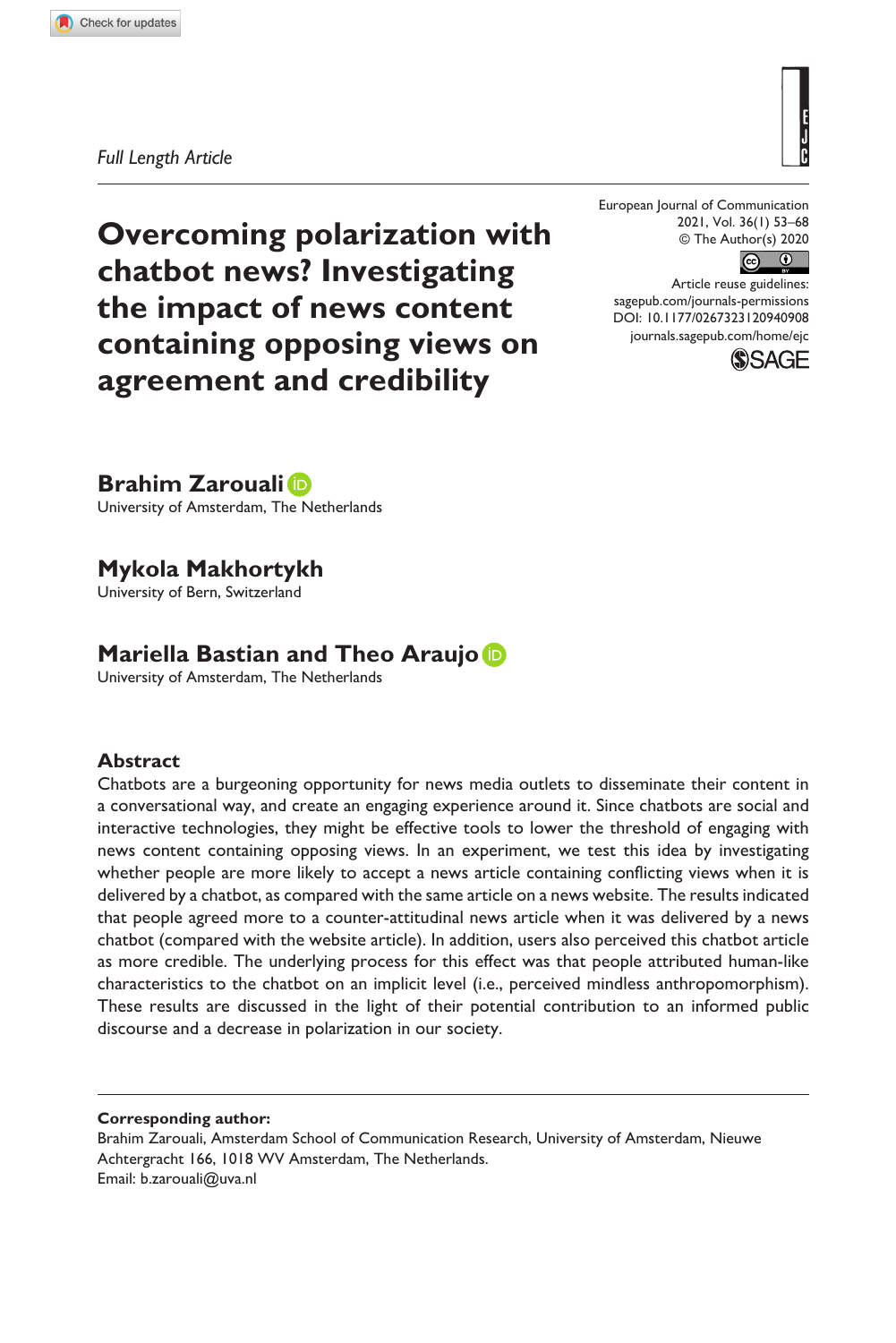*Full Length Article*

# Overcoming polarization with chatbot news? Investigating the impact of news content containing opposing views on agreement and credibility

**Brahim Zarouali**
University of Amsterdam, The Netherlands

**Mykola Makhortykh**
University of Bern, Switzerland

**Mariella Bastian and Theo Araujo**
University of Amsterdam, The Netherlands

## Abstract

Chatbots are a burgeoning opportunity for news media outlets to disseminate their content in a conversational way, and create an engaging experience around it. Since chatbots are social and interactive technologies, they might be effective tools to lower the threshold of engaging with news content containing opposing views. In an experiment, we test this idea by investigating whether people are more likely to accept a news article containing conflicting views when it is delivered by a chatbot, as compared with the same article on a news website. The results indicated that people agreed more to a counter-attitudinal news article when it was delivered by a news chatbot (compared with the website article). In addition, users also perceived this chatbot article as more credible. The underlying process for this effect was that people attributed human-like characteristics to the chatbot on an implicit level (i.e., perceived mindless anthropomorphism). These results are discussed in the light of their potential contribution to an informed public discourse and a decrease in polarization in our society.

**Corresponding author:**
Brahim Zarouali, Amsterdam School of Communication Research, University of Amsterdam, Nieuwe Achtergracht 166, 1018 WV Amsterdam, The Netherlands.
Email: b.zarouali@uva.nl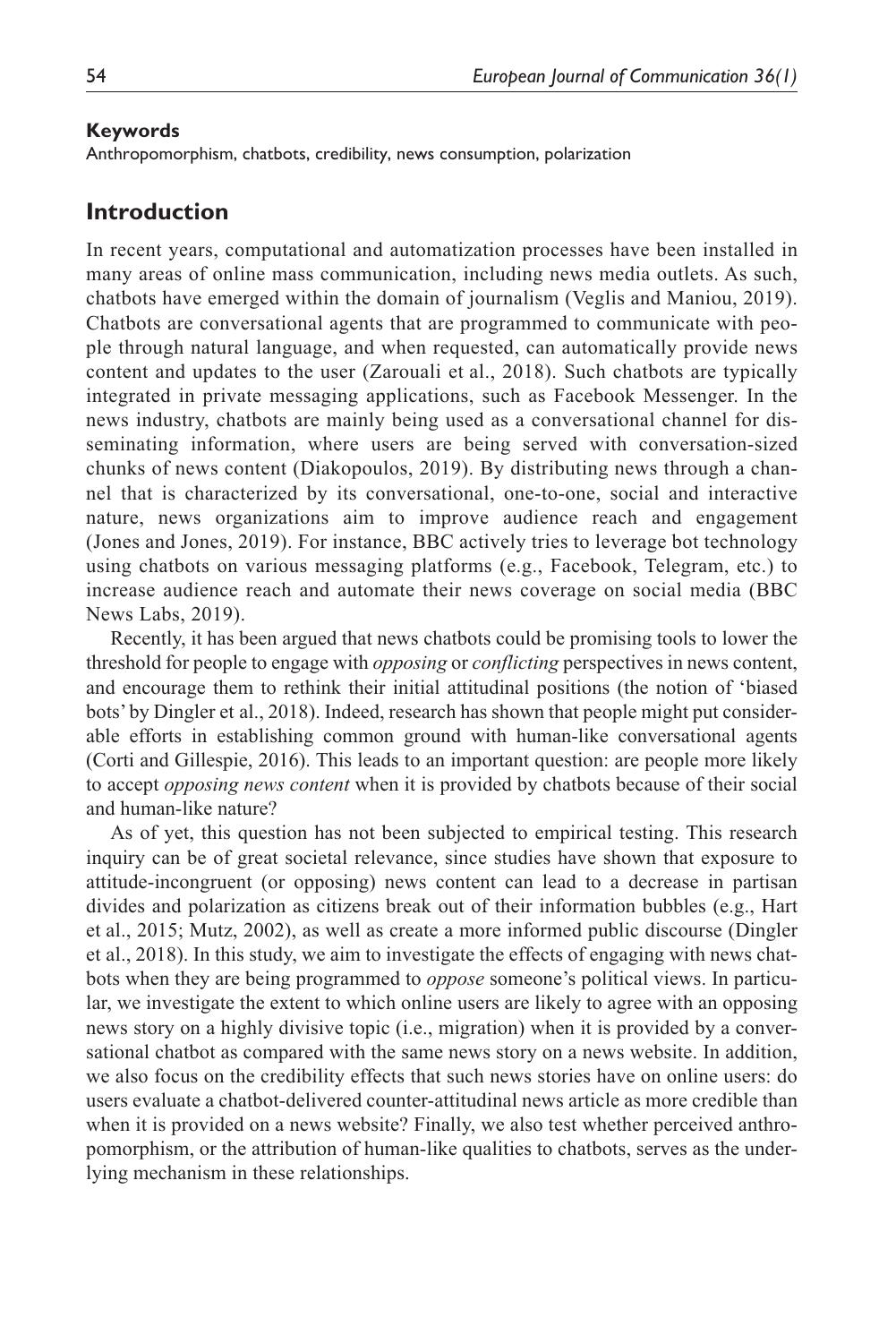**Keywords**

Anthropomorphism, chatbots, credibility, news consumption, polarization

## Introduction

In recent years, computational and automatization processes have been installed in many areas of online mass communication, including news media outlets. As such, chatbots have emerged within the domain of journalism (Veglis and Maniou, 2019). Chatbots are conversational agents that are programmed to communicate with people through natural language, and when requested, can automatically provide news content and updates to the user (Zarouali et al., 2018). Such chatbots are typically integrated in private messaging applications, such as Facebook Messenger. In the news industry, chatbots are mainly being used as a conversational channel for disseminating information, where users are being served with conversation-sized chunks of news content (Diakopoulos, 2019). By distributing news through a channel that is characterized by its conversational, one-to-one, social and interactive nature, news organizations aim to improve audience reach and engagement (Jones and Jones, 2019). For instance, BBC actively tries to leverage bot technology using chatbots on various messaging platforms (e.g., Facebook, Telegram, etc.) to increase audience reach and automate their news coverage on social media (BBC News Labs, 2019).

Recently, it has been argued that news chatbots could be promising tools to lower the threshold for people to engage with *opposing* or *conflicting* perspectives in news content, and encourage them to rethink their initial attitudinal positions (the notion of 'biased bots' by Dingler et al., 2018). Indeed, research has shown that people might put considerable efforts in establishing common ground with human-like conversational agents (Corti and Gillespie, 2016). This leads to an important question: are people more likely to accept *opposing news content* when it is provided by chatbots because of their social and human-like nature?

As of yet, this question has not been subjected to empirical testing. This research inquiry can be of great societal relevance, since studies have shown that exposure to attitude-incongruent (or opposing) news content can lead to a decrease in partisan divides and polarization as citizens break out of their information bubbles (e.g., Hart et al., 2015; Mutz, 2002), as well as create a more informed public discourse (Dingler et al., 2018). In this study, we aim to investigate the effects of engaging with news chatbots when they are being programmed to *oppose* someone's political views. In particular, we investigate the extent to which online users are likely to agree with an opposing news story on a highly divisive topic (i.e., migration) when it is provided by a conversational chatbot as compared with the same news story on a news website. In addition, we also focus on the credibility effects that such news stories have on online users: do users evaluate a chatbot-delivered counter-attitudinal news article as more credible than when it is provided on a news website? Finally, we also test whether perceived anthropomorphism, or the attribution of human-like qualities to chatbots, serves as the underlying mechanism in these relationships.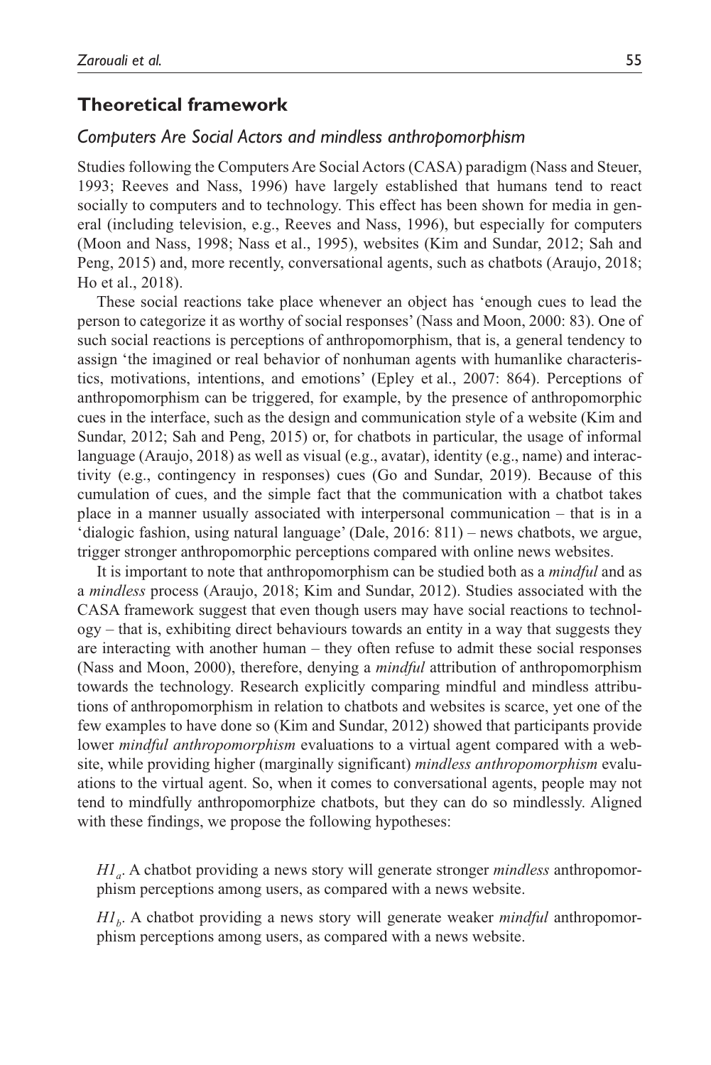## Theoretical framework

### *Computers Are Social Actors and mindless anthropomorphism*

Studies following the Computers Are Social Actors (CASA) paradigm (Nass and Steuer, 1993; Reeves and Nass, 1996) have largely established that humans tend to react socially to computers and to technology. This effect has been shown for media in general (including television, e.g., Reeves and Nass, 1996), but especially for computers (Moon and Nass, 1998; Nass et al., 1995), websites (Kim and Sundar, 2012; Sah and Peng, 2015) and, more recently, conversational agents, such as chatbots (Araujo, 2018; Ho et al., 2018).

These social reactions take place whenever an object has 'enough cues to lead the person to categorize it as worthy of social responses' (Nass and Moon, 2000: 83). One of such social reactions is perceptions of anthropomorphism, that is, a general tendency to assign 'the imagined or real behavior of nonhuman agents with humanlike characteristics, motivations, intentions, and emotions' (Epley et al., 2007: 864). Perceptions of anthropomorphism can be triggered, for example, by the presence of anthropomorphic cues in the interface, such as the design and communication style of a website (Kim and Sundar, 2012; Sah and Peng, 2015) or, for chatbots in particular, the usage of informal language (Araujo, 2018) as well as visual (e.g., avatar), identity (e.g., name) and interactivity (e.g., contingency in responses) cues (Go and Sundar, 2019). Because of this cumulation of cues, and the simple fact that the communication with a chatbot takes place in a manner usually associated with interpersonal communication – that is in a 'dialogic fashion, using natural language' (Dale, 2016: 811) – news chatbots, we argue, trigger stronger anthropomorphic perceptions compared with online news websites.

It is important to note that anthropomorphism can be studied both as a *mindful* and as a *mindless* process (Araujo, 2018; Kim and Sundar, 2012). Studies associated with the CASA framework suggest that even though users may have social reactions to technology – that is, exhibiting direct behaviours towards an entity in a way that suggests they are interacting with another human – they often refuse to admit these social responses (Nass and Moon, 2000), therefore, denying a *mindful* attribution of anthropomorphism towards the technology. Research explicitly comparing mindful and mindless attributions of anthropomorphism in relation to chatbots and websites is scarce, yet one of the few examples to have done so (Kim and Sundar, 2012) showed that participants provide lower *mindful anthropomorphism* evaluations to a virtual agent compared with a website, while providing higher (marginally significant) *mindless anthropomorphism* evaluations to the virtual agent. So, when it comes to conversational agents, people may not tend to mindfully anthropomorphize chatbots, but they can do so mindlessly. Aligned with these findings, we propose the following hypotheses:

*$H1_a$*. A chatbot providing a news story will generate stronger *mindless* anthropomorphism perceptions among users, as compared with a news website.

*$H1_b$*. A chatbot providing a news story will generate weaker *mindful* anthropomorphism perceptions among users, as compared with a news website.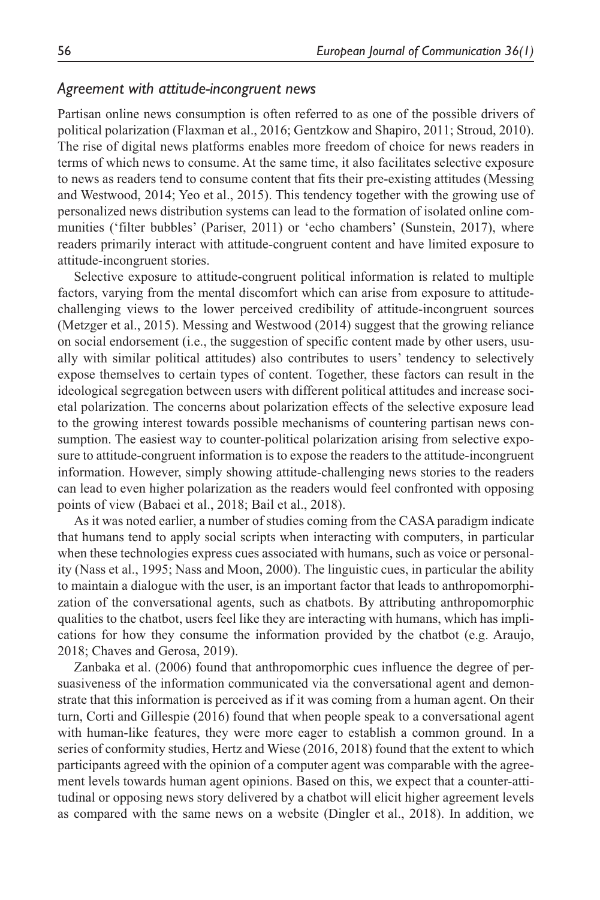### *Agreement with attitude-incongruent news*

Partisan online news consumption is often referred to as one of the possible drivers of political polarization (Flaxman et al., 2016; Gentzkow and Shapiro, 2011; Stroud, 2010). The rise of digital news platforms enables more freedom of choice for news readers in terms of which news to consume. At the same time, it also facilitates selective exposure to news as readers tend to consume content that fits their pre-existing attitudes (Messing and Westwood, 2014; Yeo et al., 2015). This tendency together with the growing use of personalized news distribution systems can lead to the formation of isolated online communities ('filter bubbles' (Pariser, 2011) or 'echo chambers' (Sunstein, 2017), where readers primarily interact with attitude-congruent content and have limited exposure to attitude-incongruent stories.

Selective exposure to attitude-congruent political information is related to multiple factors, varying from the mental discomfort which can arise from exposure to attitude-challenging views to the lower perceived credibility of attitude-incongruent sources (Metzger et al., 2015). Messing and Westwood (2014) suggest that the growing reliance on social endorsement (i.e., the suggestion of specific content made by other users, usually with similar political attitudes) also contributes to users' tendency to selectively expose themselves to certain types of content. Together, these factors can result in the ideological segregation between users with different political attitudes and increase societal polarization. The concerns about polarization effects of the selective exposure lead to the growing interest towards possible mechanisms of countering partisan news consumption. The easiest way to counter-political polarization arising from selective exposure to attitude-congruent information is to expose the readers to the attitude-incongruent information. However, simply showing attitude-challenging news stories to the readers can lead to even higher polarization as the readers would feel confronted with opposing points of view (Babaei et al., 2018; Bail et al., 2018).

As it was noted earlier, a number of studies coming from the CASA paradigm indicate that humans tend to apply social scripts when interacting with computers, in particular when these technologies express cues associated with humans, such as voice or personality (Nass et al., 1995; Nass and Moon, 2000). The linguistic cues, in particular the ability to maintain a dialogue with the user, is an important factor that leads to anthropomorphization of the conversational agents, such as chatbots. By attributing anthropomorphic qualities to the chatbot, users feel like they are interacting with humans, which has implications for how they consume the information provided by the chatbot (e.g. Araujo, 2018; Chaves and Gerosa, 2019).

Zanbaka et al. (2006) found that anthropomorphic cues influence the degree of persuasiveness of the information communicated via the conversational agent and demonstrate that this information is perceived as if it was coming from a human agent. On their turn, Corti and Gillespie (2016) found that when people speak to a conversational agent with human-like features, they were more eager to establish a common ground. In a series of conformity studies, Hertz and Wiese (2016, 2018) found that the extent to which participants agreed with the opinion of a computer agent was comparable with the agreement levels towards human agent opinions. Based on this, we expect that a counter-attitudinal or opposing news story delivered by a chatbot will elicit higher agreement levels as compared with the same news on a website (Dingler et al., 2018). In addition, we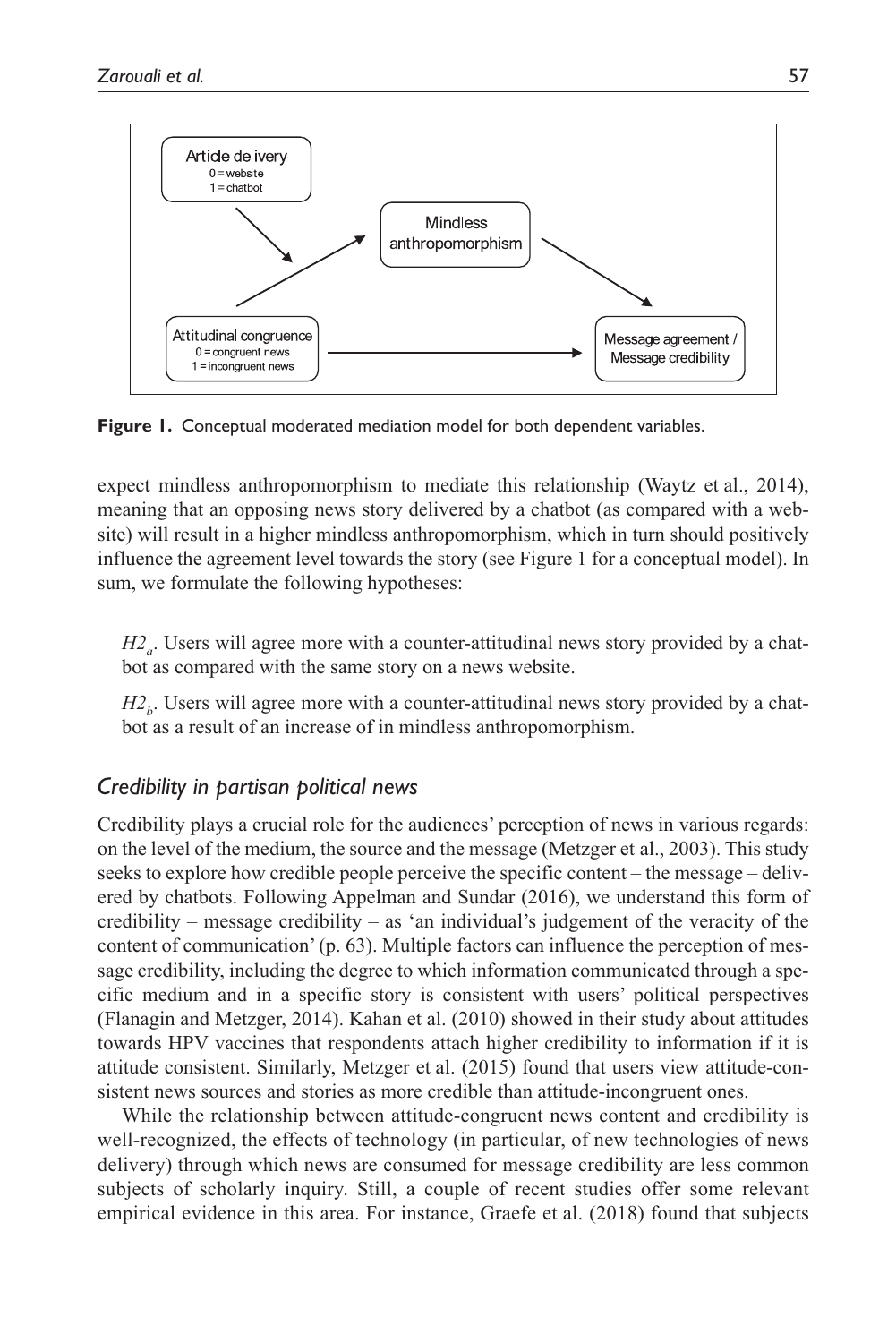**Figure 1.** Conceptual moderated mediation model for both dependent variables.

expect mindless anthropomorphism to mediate this relationship (Waytz et al., 2014), meaning that an opposing news story delivered by a chatbot (as compared with a website) will result in a higher mindless anthropomorphism, which in turn should positively influence the agreement level towards the story (see Figure 1 for a conceptual model). In sum, we formulate the following hypotheses:

> *$H2_a$*. Users will agree more with a counter-attitudinal news story provided by a chatbot as compared with the same story on a news website.
>
> *$H2_b$*. Users will agree more with a counter-attitudinal news story provided by a chatbot as a result of an increase of in mindless anthropomorphism.

### *Credibility in partisan political news*

Credibility plays a crucial role for the audiences' perception of news in various regards: on the level of the medium, the source and the message (Metzger et al., 2003). This study seeks to explore how credible people perceive the specific content – the message – delivered by chatbots. Following Appelman and Sundar (2016), we understand this form of credibility – message credibility – as 'an individual's judgement of the veracity of the content of communication' (p. 63). Multiple factors can influence the perception of message credibility, including the degree to which information communicated through a specific medium and in a specific story is consistent with users' political perspectives (Flanagin and Metzger, 2014). Kahan et al. (2010) showed in their study about attitudes towards HPV vaccines that respondents attach higher credibility to information if it is attitude consistent. Similarly, Metzger et al. (2015) found that users view attitude-consistent news sources and stories as more credible than attitude-incongruent ones.

While the relationship between attitude-congruent news content and credibility is well-recognized, the effects of technology (in particular, of new technologies of news delivery) through which news are consumed for message credibility are less common subjects of scholarly inquiry. Still, a couple of recent studies offer some relevant empirical evidence in this area. For instance, Graefe et al. (2018) found that subjects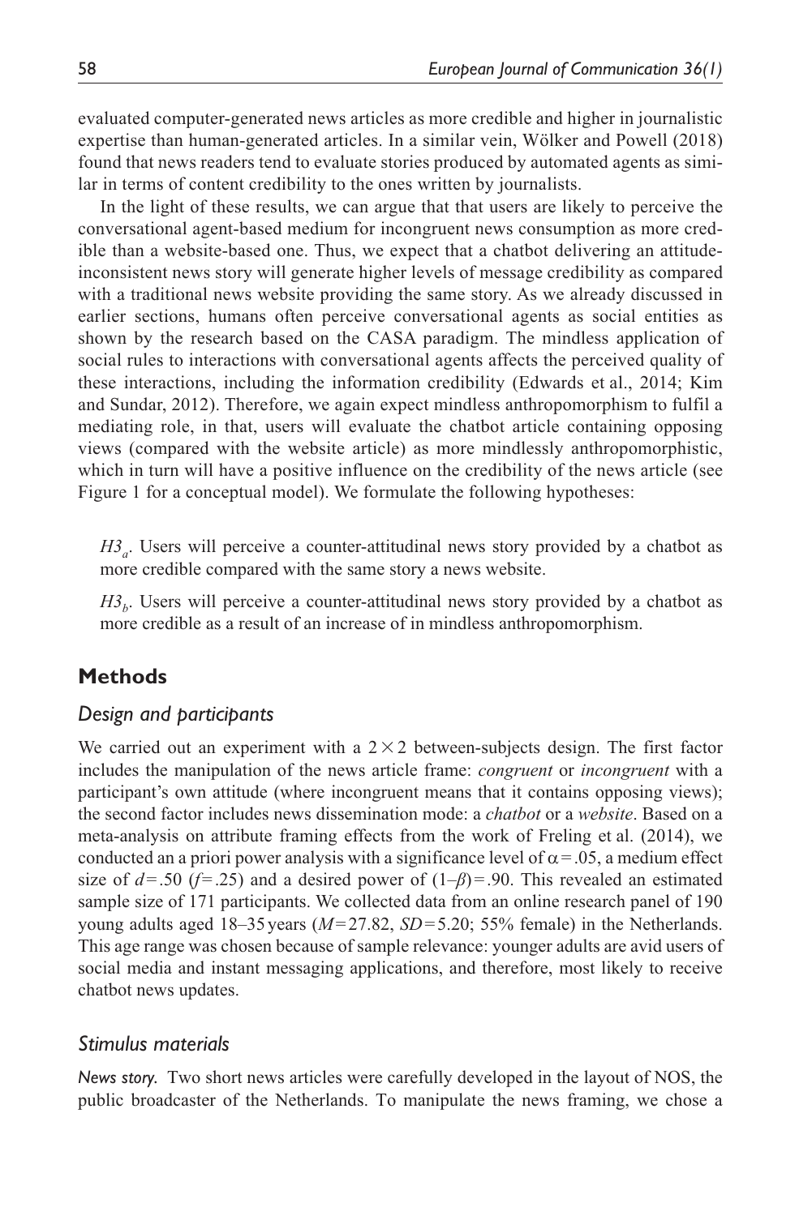evaluated computer-generated news articles as more credible and higher in journalistic expertise than human-generated articles. In a similar vein, Wölker and Powell (2018) found that news readers tend to evaluate stories produced by automated agents as similar in terms of content credibility to the ones written by journalists.

In the light of these results, we can argue that that users are likely to perceive the conversational agent-based medium for incongruent news consumption as more credible than a website-based one. Thus, we expect that a chatbot delivering an attitude-inconsistent news story will generate higher levels of message credibility as compared with a traditional news website providing the same story. As we already discussed in earlier sections, humans often perceive conversational agents as social entities as shown by the research based on the CASA paradigm. The mindless application of social rules to interactions with conversational agents affects the perceived quality of these interactions, including the information credibility (Edwards et al., 2014; Kim and Sundar, 2012). Therefore, we again expect mindless anthropomorphism to fulfil a mediating role, in that, users will evaluate the chatbot article containing opposing views (compared with the website article) as more mindlessly anthropomorphistic, which in turn will have a positive influence on the credibility of the news article (see Figure 1 for a conceptual model). We formulate the following hypotheses:

> *$H3_a$*. Users will perceive a counter-attitudinal news story provided by a chatbot as more credible compared with the same story a news website.
>
> *$H3_b$*. Users will perceive a counter-attitudinal news story provided by a chatbot as more credible as a result of an increase of in mindless anthropomorphism.

## Methods

### *Design and participants*

We carried out an experiment with a 2 × 2 between-subjects design. The first factor includes the manipulation of the news article frame: *congruent* or *incongruent* with a participant's own attitude (where incongruent means that it contains opposing views); the second factor includes news dissemination mode: a *chatbot* or a *website*. Based on a meta-analysis on attribute framing effects from the work of Freling et al. (2014), we conducted an a priori power analysis with a significance level of $\alpha = .05$, a medium effect size of $d = .50$ ($f = .25$) and a desired power of $(1–\beta) = .90$. This revealed an estimated sample size of 171 participants. We collected data from an online research panel of 190 young adults aged 18–35 years ($M = 27.82$, $SD = 5.20$; 55% female) in the Netherlands. This age range was chosen because of sample relevance: younger adults are avid users of social media and instant messaging applications, and therefore, most likely to receive chatbot news updates.

### *Stimulus materials*

*News story.* Two short news articles were carefully developed in the layout of NOS, the public broadcaster of the Netherlands. To manipulate the news framing, we chose a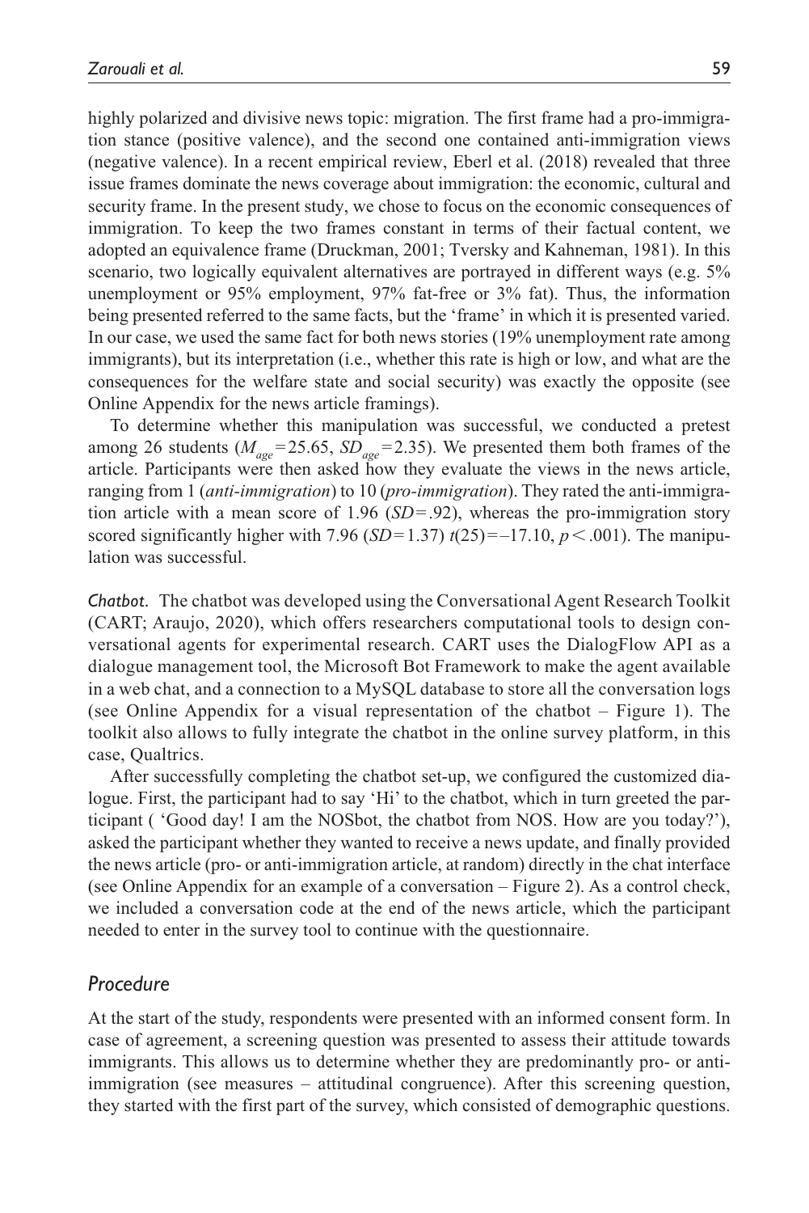highly polarized and divisive news topic: migration. The first frame had a pro-immigration stance (positive valence), and the second one contained anti-immigration views (negative valence). In a recent empirical review, Eberl et al. (2018) revealed that three issue frames dominate the news coverage about immigration: the economic, cultural and security frame. In the present study, we chose to focus on the economic consequences of immigration. To keep the two frames constant in terms of their factual content, we adopted an equivalence frame (Druckman, 2001; Tversky and Kahneman, 1981). In this scenario, two logically equivalent alternatives are portrayed in different ways (e.g. 5% unemployment or 95% employment, 97% fat-free or 3% fat). Thus, the information being presented referred to the same facts, but the 'frame' in which it is presented varied. In our case, we used the same fact for both news stories (19% unemployment rate among immigrants), but its interpretation (i.e., whether this rate is high or low, and what are the consequences for the welfare state and social security) was exactly the opposite (see Online Appendix for the news article framings).

To determine whether this manipulation was successful, we conducted a pretest among 26 students ($M_{age}$=25.65, $SD_{age}$=2.35). We presented them both frames of the article. Participants were then asked how they evaluate the views in the news article, ranging from 1 (*anti-immigration*) to 10 (*pro-immigration*). They rated the anti-immigration article with a mean score of 1.96 ($SD$=.92), whereas the pro-immigration story scored significantly higher with 7.96 ($SD$=1.37) $t(25)=-17.10$, $p<.001$). The manipulation was successful.

*Chatbot.* The chatbot was developed using the Conversational Agent Research Toolkit (CART; Araujo, 2020), which offers researchers computational tools to design conversational agents for experimental research. CART uses the DialogFlow API as a dialogue management tool, the Microsoft Bot Framework to make the agent available in a web chat, and a connection to a MySQL database to store all the conversation logs (see Online Appendix for a visual representation of the chatbot – Figure 1). The toolkit also allows to fully integrate the chatbot in the online survey platform, in this case, Qualtrics.

After successfully completing the chatbot set-up, we configured the customized dialogue. First, the participant had to say 'Hi' to the chatbot, which in turn greeted the participant ( 'Good day! I am the NOSbot, the chatbot from NOS. How are you today?'), asked the participant whether they wanted to receive a news update, and finally provided the news article (pro- or anti-immigration article, at random) directly in the chat interface (see Online Appendix for an example of a conversation – Figure 2). As a control check, we included a conversation code at the end of the news article, which the participant needed to enter in the survey tool to continue with the questionnaire.

## *Procedure*

At the start of the study, respondents were presented with an informed consent form. In case of agreement, a screening question was presented to assess their attitude towards immigrants. This allows us to determine whether they are predominantly pro- or anti-immigration (see measures – attitudinal congruence). After this screening question, they started with the first part of the survey, which consisted of demographic questions.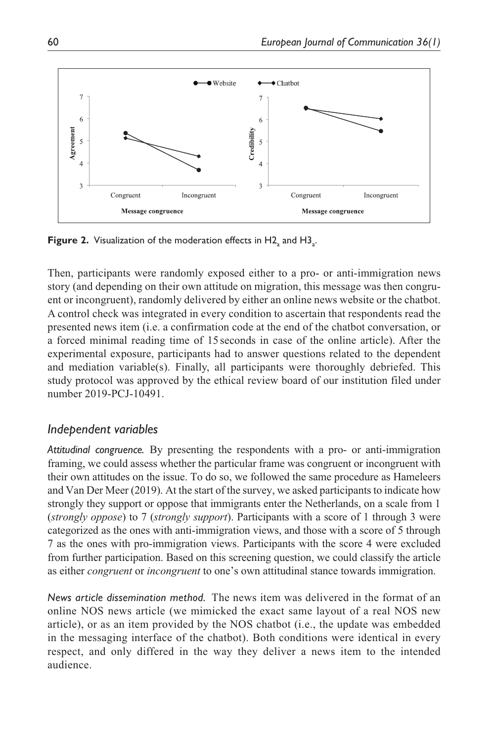Figure 2. Visualization of the moderation effects in $H2_a$ and $H3_a$.

Then, participants were randomly exposed either to a pro- or anti-immigration news story (and depending on their own attitude on migration, this message was then congruent or incongruent), randomly delivered by either an online news website or the chatbot. A control check was integrated in every condition to ascertain that respondents read the presented news item (i.e. a confirmation code at the end of the chatbot conversation, or a forced minimal reading time of 15 seconds in case of the online article). After the experimental exposure, participants had to answer questions related to the dependent and mediation variable(s). Finally, all participants were thoroughly debriefed. This study protocol was approved by the ethical review board of our institution filed under number 2019-PCJ-10491.

## Independent variables

*Attitudinal congruence.* By presenting the respondents with a pro- or anti-immigration framing, we could assess whether the particular frame was congruent or incongruent with their own attitudes on the issue. To do so, we followed the same procedure as Hameleers and Van Der Meer (2019). At the start of the survey, we asked participants to indicate how strongly they support or oppose that immigrants enter the Netherlands, on a scale from 1 (*strongly oppose*) to 7 (*strongly support*). Participants with a score of 1 through 3 were categorized as the ones with anti-immigration views, and those with a score of 5 through 7 as the ones with pro-immigration views. Participants with the score 4 were excluded from further participation. Based on this screening question, we could classify the article as either *congruent* or *incongruent* to one's own attitudinal stance towards immigration.

*News article dissemination method.* The news item was delivered in the format of an online NOS news article (we mimicked the exact same layout of a real NOS new article), or as an item provided by the NOS chatbot (i.e., the update was embedded in the messaging interface of the chatbot). Both conditions were identical in every respect, and only differed in the way they deliver a news item to the intended audience.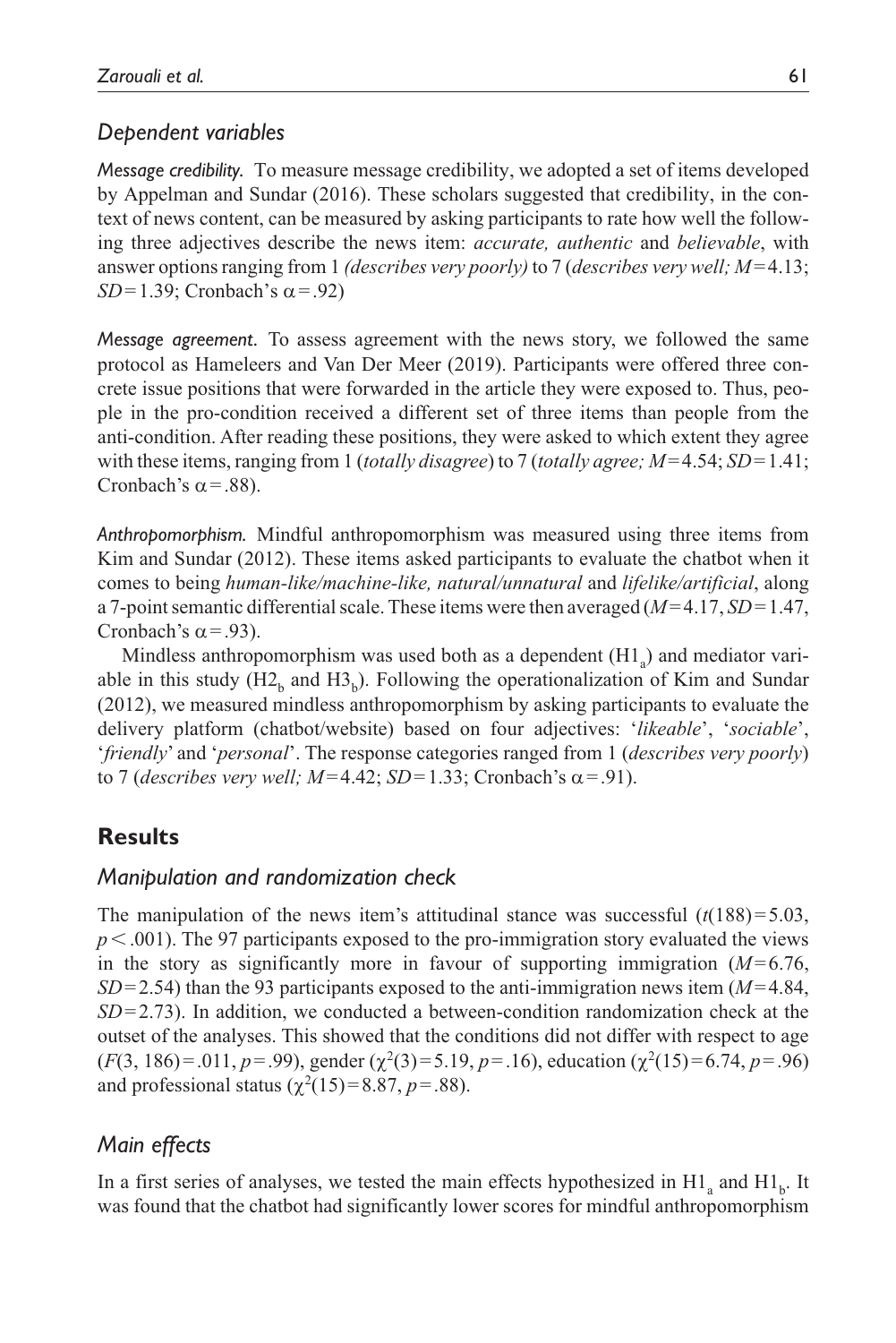### *Dependent variables*

*Message credibility.* To measure message credibility, we adopted a set of items developed by Appelman and Sundar (2016). These scholars suggested that credibility, in the context of news content, can be measured by asking participants to rate how well the following three adjectives describe the news item: *accurate, authentic* and *believable*, with answer options ranging from 1 *(describes very poorly)* to 7 (*describes very well;* $M=4.13$; $SD=1.39$; Cronbach's $\alpha=.92$)

*Message agreement.* To assess agreement with the news story, we followed the same protocol as Hameleers and Van Der Meer (2019). Participants were offered three concrete issue positions that were forwarded in the article they were exposed to. Thus, people in the pro-condition received a different set of three items than people from the anti-condition. After reading these positions, they were asked to which extent they agree with these items, ranging from 1 (*totally disagree*) to 7 (*totally agree;* $M=4.54$; $SD=1.41$; Cronbach's $\alpha=.88$).

*Anthropomorphism.* Mindful anthropomorphism was measured using three items from Kim and Sundar (2012). These items asked participants to evaluate the chatbot when it comes to being *human-like/machine-like, natural/unnatural* and *lifelike/artificial*, along a 7-point semantic differential scale. These items were then averaged ($M=4.17$, $SD=1.47$, Cronbach's $\alpha=.93$).

Mindless anthropomorphism was used both as a dependent ($H1_a$) and mediator variable in this study ($H2_b$ and $H3_b$). Following the operationalization of Kim and Sundar (2012), we measured mindless anthropomorphism by asking participants to evaluate the delivery platform (chatbot/website) based on four adjectives: '*likeable*', '*sociable*', '*friendly*' and '*personal*'. The response categories ranged from 1 (*describes very poorly*) to 7 (*describes very well;* $M=4.42$; $SD=1.33$; Cronbach's $\alpha=.91$).

## **Results**

### *Manipulation and randomization check*

The manipulation of the news item's attitudinal stance was successful ($t(188)=5.03$, $p<.001$). The 97 participants exposed to the pro-immigration story evaluated the views in the story as significantly more in favour of supporting immigration ($M=6.76$, $SD=2.54$) than the 93 participants exposed to the anti-immigration news item ($M=4.84$, $SD=2.73$). In addition, we conducted a between-condition randomization check at the outset of the analyses. This showed that the conditions did not differ with respect to age ($F(3, 186)=.011$, $p=.99$), gender ($\chi^2(3)=5.19$, $p=.16$), education ($\chi^2(15)=6.74$, $p=.96$) and professional status ($\chi^2(15)=8.87$, $p=.88$).

### *Main effects*

In a first series of analyses, we tested the main effects hypothesized in $H1_a$ and $H1_b$. It was found that the chatbot had significantly lower scores for mindful anthropomorphism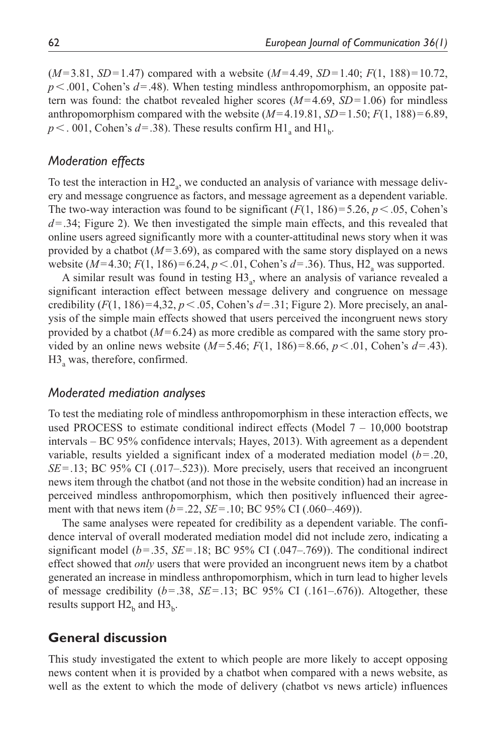($M = 3.81$, $SD = 1.47$) compared with a website ($M = 4.49$, $SD = 1.40$; $F(1, 188) = 10.72$, $p < .001$, Cohen's $d = .48$). When testing mindless anthropomorphism, an opposite pattern was found: the chatbot revealed higher scores ($M = 4.69$, $SD = 1.06$) for mindless anthropomorphism compared with the website ($M = 4.19.81$, $SD = 1.50$; $F(1, 188) = 6.89$, $p < .001$, Cohen's $d = .38$). These results confirm $H1_a$ and $H1_b$.

### Moderation effects

To test the interaction in $H2_a$, we conducted an analysis of variance with message delivery and message congruence as factors, and message agreement as a dependent variable. The two-way interaction was found to be significant ($F(1, 186) = 5.26$, $p < .05$, Cohen's $d = .34$; Figure 2). We then investigated the simple main effects, and this revealed that online users agreed significantly more with a counter-attitudinal news story when it was provided by a chatbot ($M = 3.69$), as compared with the same story displayed on a news website ($M = 4.30$; $F(1, 186) = 6.24$, $p < .01$, Cohen's $d = .36$). Thus, $H2_a$ was supported.

A similar result was found in testing $H3_a$, where an analysis of variance revealed a significant interaction effect between message delivery and congruence on message credibility ($F(1, 186) = 4{,}32$, $p < .05$, Cohen's $d = .31$; Figure 2). More precisely, an analysis of the simple main effects showed that users perceived the incongruent news story provided by a chatbot ($M = 6.24$) as more credible as compared with the same story provided by an online news website ($M = 5.46$; $F(1, 186) = 8.66$, $p < .01$, Cohen's $d = .43$). $H3_a$ was, therefore, confirmed.

### Moderated mediation analyses

To test the mediating role of mindless anthropomorphism in these interaction effects, we used PROCESS to estimate conditional indirect effects (Model 7 – 10,000 bootstrap intervals – BC 95% confidence intervals; Hayes, 2013). With agreement as a dependent variable, results yielded a significant index of a moderated mediation model ($b = .20$, $SE = .13$; BC 95% CI (.017–.523)). More precisely, users that received an incongruent news item through the chatbot (and not those in the website condition) had an increase in perceived mindless anthropomorphism, which then positively influenced their agreement with that news item ($b = .22$, $SE = .10$; BC 95% CI (.060–.469)).

The same analyses were repeated for credibility as a dependent variable. The confidence interval of overall moderated mediation model did not include zero, indicating a significant model ($b = .35$, $SE = .18$; BC 95% CI (.047–.769)). The conditional indirect effect showed that *only* users that were provided an incongruent news item by a chatbot generated an increase in mindless anthropomorphism, which in turn lead to higher levels of message credibility ($b = .38$, $SE = .13$; BC 95% CI (.161–.676)). Altogether, these results support $H2_b$ and $H3_b$.

## General discussion

This study investigated the extent to which people are more likely to accept opposing news content when it is provided by a chatbot when compared with a news website, as well as the extent to which the mode of delivery (chatbot vs news article) influences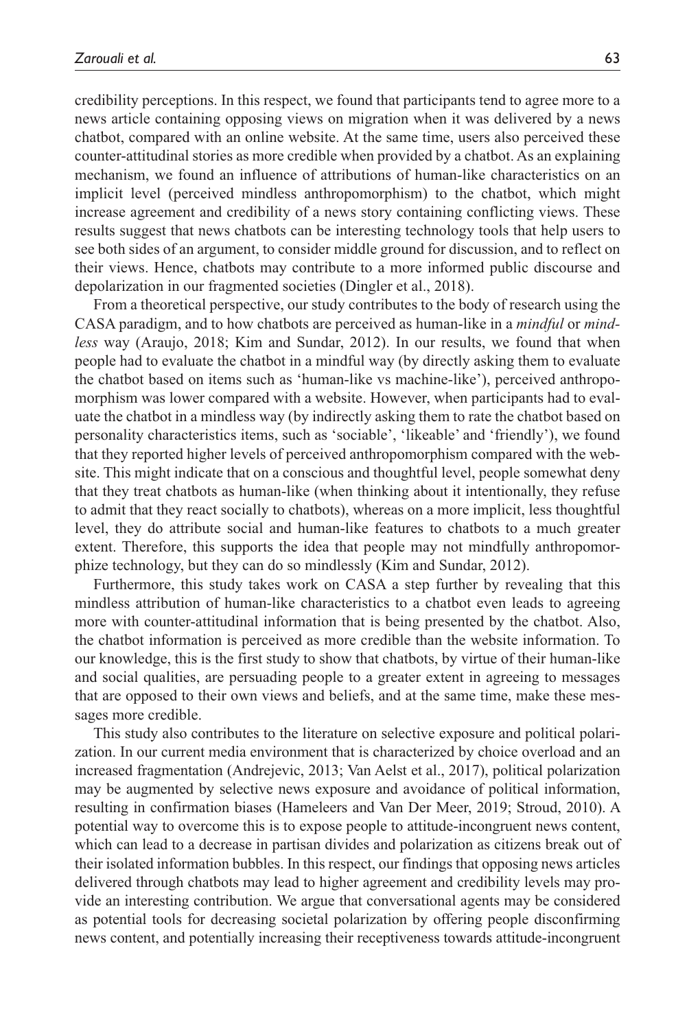credibility perceptions. In this respect, we found that participants tend to agree more to a news article containing opposing views on migration when it was delivered by a news chatbot, compared with an online website. At the same time, users also perceived these counter-attitudinal stories as more credible when provided by a chatbot. As an explaining mechanism, we found an influence of attributions of human-like characteristics on an implicit level (perceived mindless anthropomorphism) to the chatbot, which might increase agreement and credibility of a news story containing conflicting views. These results suggest that news chatbots can be interesting technology tools that help users to see both sides of an argument, to consider middle ground for discussion, and to reflect on their views. Hence, chatbots may contribute to a more informed public discourse and depolarization in our fragmented societies (Dingler et al., 2018).

From a theoretical perspective, our study contributes to the body of research using the CASA paradigm, and to how chatbots are perceived as human-like in a *mindful* or *mindless* way (Araujo, 2018; Kim and Sundar, 2012). In our results, we found that when people had to evaluate the chatbot in a mindful way (by directly asking them to evaluate the chatbot based on items such as 'human-like vs machine-like'), perceived anthropomorphism was lower compared with a website. However, when participants had to evaluate the chatbot in a mindless way (by indirectly asking them to rate the chatbot based on personality characteristics items, such as 'sociable', 'likeable' and 'friendly'), we found that they reported higher levels of perceived anthropomorphism compared with the website. This might indicate that on a conscious and thoughtful level, people somewhat deny that they treat chatbots as human-like (when thinking about it intentionally, they refuse to admit that they react socially to chatbots), whereas on a more implicit, less thoughtful level, they do attribute social and human-like features to chatbots to a much greater extent. Therefore, this supports the idea that people may not mindfully anthropomorphize technology, but they can do so mindlessly (Kim and Sundar, 2012).

Furthermore, this study takes work on CASA a step further by revealing that this mindless attribution of human-like characteristics to a chatbot even leads to agreeing more with counter-attitudinal information that is being presented by the chatbot. Also, the chatbot information is perceived as more credible than the website information. To our knowledge, this is the first study to show that chatbots, by virtue of their human-like and social qualities, are persuading people to a greater extent in agreeing to messages that are opposed to their own views and beliefs, and at the same time, make these messages more credible.

This study also contributes to the literature on selective exposure and political polarization. In our current media environment that is characterized by choice overload and an increased fragmentation (Andrejevic, 2013; Van Aelst et al., 2017), political polarization may be augmented by selective news exposure and avoidance of political information, resulting in confirmation biases (Hameleers and Van Der Meer, 2019; Stroud, 2010). A potential way to overcome this is to expose people to attitude-incongruent news content, which can lead to a decrease in partisan divides and polarization as citizens break out of their isolated information bubbles. In this respect, our findings that opposing news articles delivered through chatbots may lead to higher agreement and credibility levels may provide an interesting contribution. We argue that conversational agents may be considered as potential tools for decreasing societal polarization by offering people disconfirming news content, and potentially increasing their receptiveness towards attitude-incongruent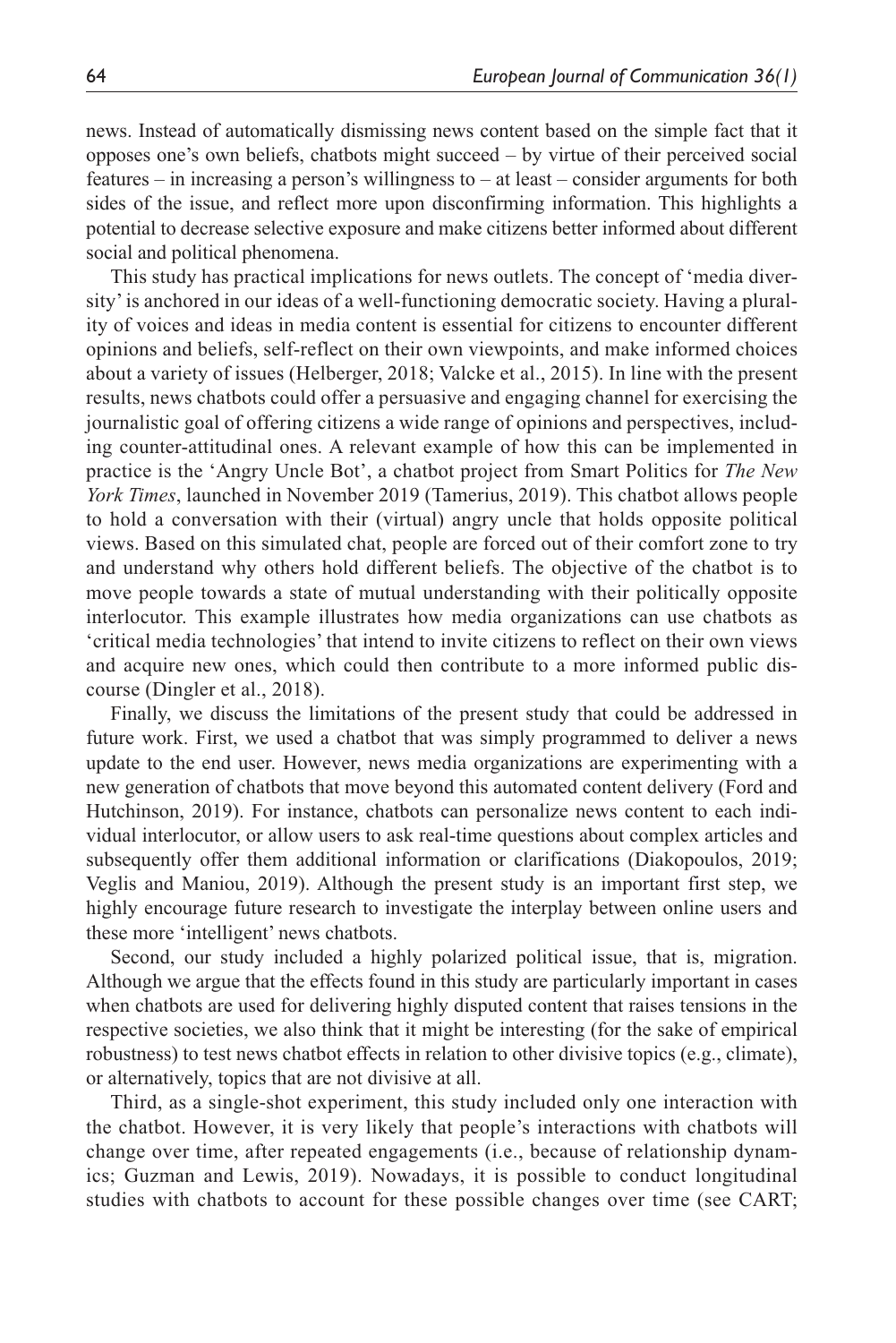news. Instead of automatically dismissing news content based on the simple fact that it opposes one's own beliefs, chatbots might succeed – by virtue of their perceived social features – in increasing a person's willingness to – at least – consider arguments for both sides of the issue, and reflect more upon disconfirming information. This highlights a potential to decrease selective exposure and make citizens better informed about different social and political phenomena.

This study has practical implications for news outlets. The concept of 'media diversity' is anchored in our ideas of a well-functioning democratic society. Having a plurality of voices and ideas in media content is essential for citizens to encounter different opinions and beliefs, self-reflect on their own viewpoints, and make informed choices about a variety of issues (Helberger, 2018; Valcke et al., 2015). In line with the present results, news chatbots could offer a persuasive and engaging channel for exercising the journalistic goal of offering citizens a wide range of opinions and perspectives, including counter-attitudinal ones. A relevant example of how this can be implemented in practice is the 'Angry Uncle Bot', a chatbot project from Smart Politics for *The New York Times*, launched in November 2019 (Tamerius, 2019). This chatbot allows people to hold a conversation with their (virtual) angry uncle that holds opposite political views. Based on this simulated chat, people are forced out of their comfort zone to try and understand why others hold different beliefs. The objective of the chatbot is to move people towards a state of mutual understanding with their politically opposite interlocutor. This example illustrates how media organizations can use chatbots as 'critical media technologies' that intend to invite citizens to reflect on their own views and acquire new ones, which could then contribute to a more informed public discourse (Dingler et al., 2018).

Finally, we discuss the limitations of the present study that could be addressed in future work. First, we used a chatbot that was simply programmed to deliver a news update to the end user. However, news media organizations are experimenting with a new generation of chatbots that move beyond this automated content delivery (Ford and Hutchinson, 2019). For instance, chatbots can personalize news content to each individual interlocutor, or allow users to ask real-time questions about complex articles and subsequently offer them additional information or clarifications (Diakopoulos, 2019; Veglis and Maniou, 2019). Although the present study is an important first step, we highly encourage future research to investigate the interplay between online users and these more 'intelligent' news chatbots.

Second, our study included a highly polarized political issue, that is, migration. Although we argue that the effects found in this study are particularly important in cases when chatbots are used for delivering highly disputed content that raises tensions in the respective societies, we also think that it might be interesting (for the sake of empirical robustness) to test news chatbot effects in relation to other divisive topics (e.g., climate), or alternatively, topics that are not divisive at all.

Third, as a single-shot experiment, this study included only one interaction with the chatbot. However, it is very likely that people's interactions with chatbots will change over time, after repeated engagements (i.e., because of relationship dynamics; Guzman and Lewis, 2019). Nowadays, it is possible to conduct longitudinal studies with chatbots to account for these possible changes over time (see CART;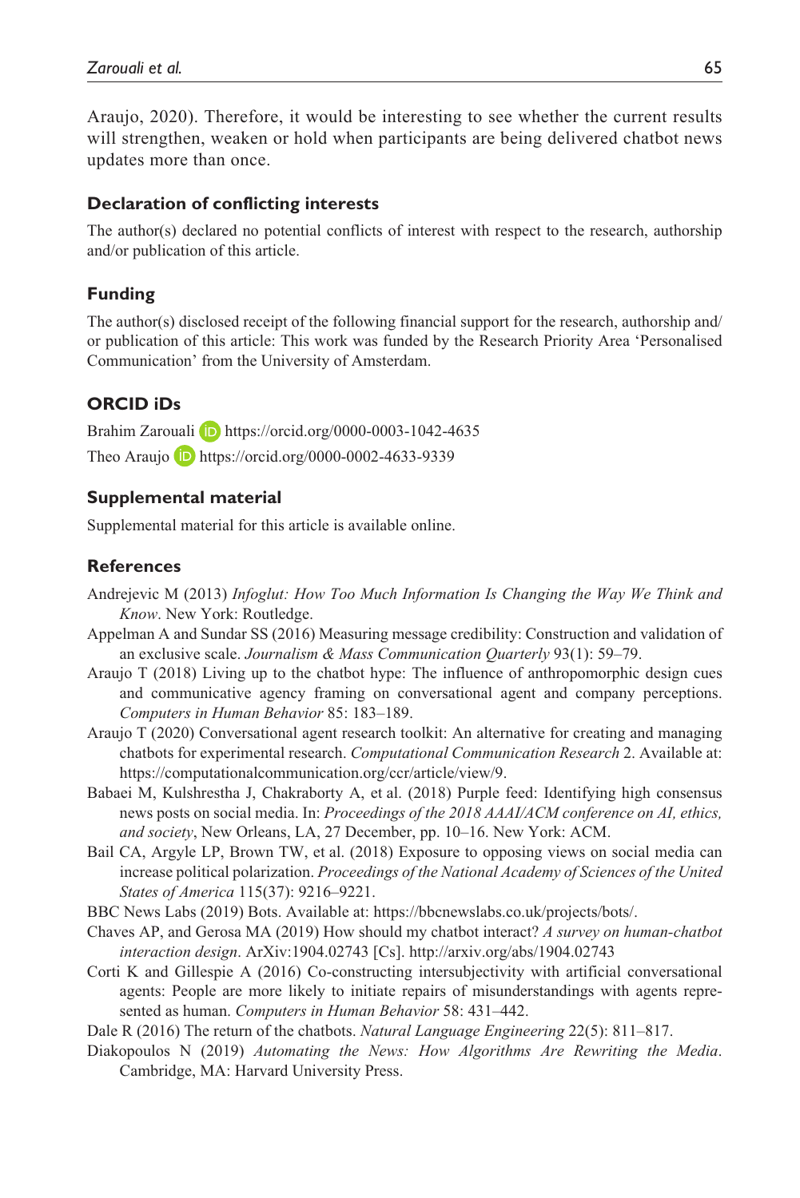Araujo, 2020). Therefore, it would be interesting to see whether the current results will strengthen, weaken or hold when participants are being delivered chatbot news updates more than once.

## Declaration of conflicting interests

The author(s) declared no potential conflicts of interest with respect to the research, authorship and/or publication of this article.

## Funding

The author(s) disclosed receipt of the following financial support for the research, authorship and/or publication of this article: This work was funded by the Research Priority Area 'Personalised Communication' from the University of Amsterdam.

## ORCID iDs

Brahim Zarouali https://orcid.org/0000-0003-1042-4635

Theo Araujo https://orcid.org/0000-0002-4633-9339

## Supplemental material

Supplemental material for this article is available online.

## References

Andrejevic M (2013) *Infoglut: How Too Much Information Is Changing the Way We Think and Know*. New York: Routledge.

Appelman A and Sundar SS (2016) Measuring message credibility: Construction and validation of an exclusive scale. *Journalism & Mass Communication Quarterly* 93(1): 59–79.

Araujo T (2018) Living up to the chatbot hype: The influence of anthropomorphic design cues and communicative agency framing on conversational agent and company perceptions. *Computers in Human Behavior* 85: 183–189.

Araujo T (2020) Conversational agent research toolkit: An alternative for creating and managing chatbots for experimental research. *Computational Communication Research* 2. Available at: https://computationalcommunication.org/ccr/article/view/9.

Babaei M, Kulshrestha J, Chakraborty A, et al. (2018) Purple feed: Identifying high consensus news posts on social media. In: *Proceedings of the 2018 AAAI/ACM conference on AI, ethics, and society*, New Orleans, LA, 27 December, pp. 10–16. New York: ACM.

Bail CA, Argyle LP, Brown TW, et al. (2018) Exposure to opposing views on social media can increase political polarization. *Proceedings of the National Academy of Sciences of the United States of America* 115(37): 9216–9221.

BBC News Labs (2019) Bots. Available at: https://bbcnewslabs.co.uk/projects/bots/.

Chaves AP, and Gerosa MA (2019) How should my chatbot interact? *A survey on human-chatbot interaction design*. ArXiv:1904.02743 [Cs]. http://arxiv.org/abs/1904.02743

Corti K and Gillespie A (2016) Co-constructing intersubjectivity with artificial conversational agents: People are more likely to initiate repairs of misunderstandings with agents represented as human. *Computers in Human Behavior* 58: 431–442.

Dale R (2016) The return of the chatbots. *Natural Language Engineering* 22(5): 811–817.

Diakopoulos N (2019) *Automating the News: How Algorithms Are Rewriting the Media*. Cambridge, MA: Harvard University Press.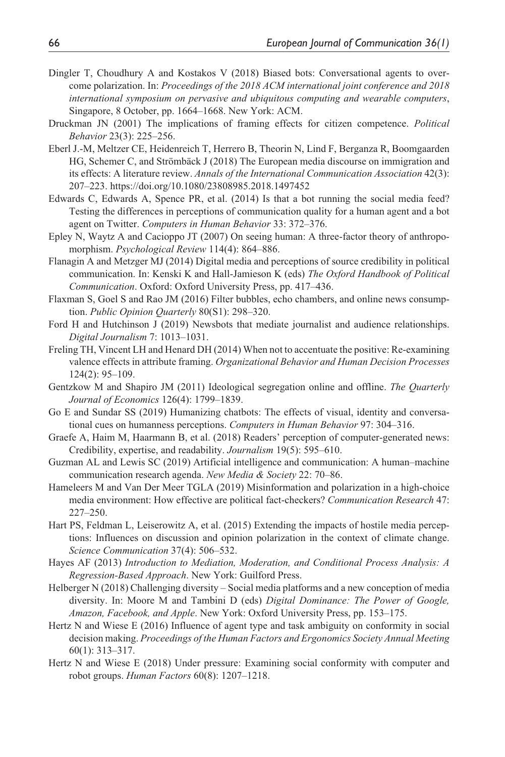Dingler T, Choudhury A and Kostakos V (2018) Biased bots: Conversational agents to overcome polarization. In: *Proceedings of the 2018 ACM international joint conference and 2018 international symposium on pervasive and ubiquitous computing and wearable computers*, Singapore, 8 October, pp. 1664–1668. New York: ACM.

Druckman JN (2001) The implications of framing effects for citizen competence. *Political Behavior* 23(3): 225–256.

Eberl J.-M, Meltzer CE, Heidenreich T, Herrero B, Theorin N, Lind F, Berganza R, Boomgaarden HG, Schemer C, and Strömbäck J (2018) The European media discourse on immigration and its effects: A literature review. *Annals of the International Communication Association* 42(3): 207–223. https://doi.org/10.1080/23808985.2018.1497452

Edwards C, Edwards A, Spence PR, et al. (2014) Is that a bot running the social media feed? Testing the differences in perceptions of communication quality for a human agent and a bot agent on Twitter. *Computers in Human Behavior* 33: 372–376.

Epley N, Waytz A and Cacioppo JT (2007) On seeing human: A three-factor theory of anthropomorphism. *Psychological Review* 114(4): 864–886.

Flanagin A and Metzger MJ (2014) Digital media and perceptions of source credibility in political communication. In: Kenski K and Hall-Jamieson K (eds) *The Oxford Handbook of Political Communication*. Oxford: Oxford University Press, pp. 417–436.

Flaxman S, Goel S and Rao JM (2016) Filter bubbles, echo chambers, and online news consumption. *Public Opinion Quarterly* 80(S1): 298–320.

Ford H and Hutchinson J (2019) Newsbots that mediate journalist and audience relationships. *Digital Journalism* 7: 1013–1031.

Freling TH, Vincent LH and Henard DH (2014) When not to accentuate the positive: Re-examining valence effects in attribute framing. *Organizational Behavior and Human Decision Processes* 124(2): 95–109.

Gentzkow M and Shapiro JM (2011) Ideological segregation online and offline. *The Quarterly Journal of Economics* 126(4): 1799–1839.

Go E and Sundar SS (2019) Humanizing chatbots: The effects of visual, identity and conversational cues on humanness perceptions. *Computers in Human Behavior* 97: 304–316.

Graefe A, Haim M, Haarmann B, et al. (2018) Readers' perception of computer-generated news: Credibility, expertise, and readability. *Journalism* 19(5): 595–610.

Guzman AL and Lewis SC (2019) Artificial intelligence and communication: A human–machine communication research agenda. *New Media & Society* 22: 70–86.

Hameleers M and Van Der Meer TGLA (2019) Misinformation and polarization in a high-choice media environment: How effective are political fact-checkers? *Communication Research* 47: 227–250.

Hart PS, Feldman L, Leiserowitz A, et al. (2015) Extending the impacts of hostile media perceptions: Influences on discussion and opinion polarization in the context of climate change. *Science Communication* 37(4): 506–532.

Hayes AF (2013) *Introduction to Mediation, Moderation, and Conditional Process Analysis: A Regression-Based Approach*. New York: Guilford Press.

Helberger N (2018) Challenging diversity – Social media platforms and a new conception of media diversity. In: Moore M and Tambini D (eds) *Digital Dominance: The Power of Google, Amazon, Facebook, and Apple*. New York: Oxford University Press, pp. 153–175.

Hertz N and Wiese E (2016) Influence of agent type and task ambiguity on conformity in social decision making. *Proceedings of the Human Factors and Ergonomics Society Annual Meeting* 60(1): 313–317.

Hertz N and Wiese E (2018) Under pressure: Examining social conformity with computer and robot groups. *Human Factors* 60(8): 1207–1218.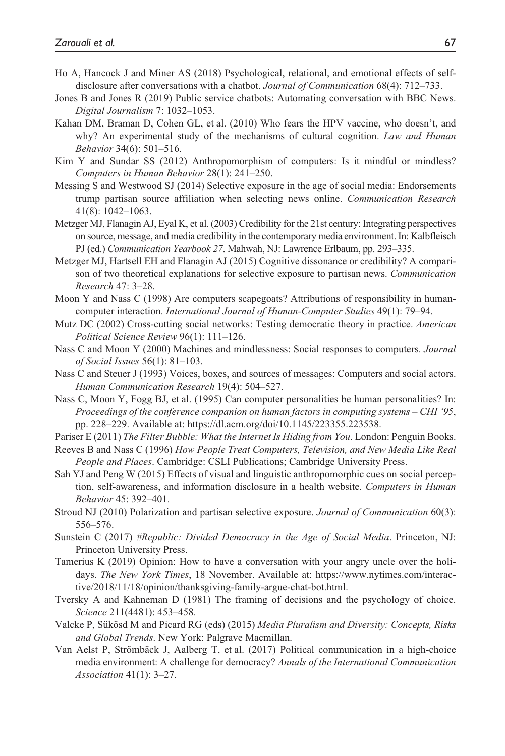Ho A, Hancock J and Miner AS (2018) Psychological, relational, and emotional effects of self-disclosure after conversations with a chatbot. *Journal of Communication* 68(4): 712–733.

Jones B and Jones R (2019) Public service chatbots: Automating conversation with BBC News. *Digital Journalism* 7: 1032–1053.

Kahan DM, Braman D, Cohen GL, et al. (2010) Who fears the HPV vaccine, who doesn't, and why? An experimental study of the mechanisms of cultural cognition. *Law and Human Behavior* 34(6): 501–516.

Kim Y and Sundar SS (2012) Anthropomorphism of computers: Is it mindful or mindless? *Computers in Human Behavior* 28(1): 241–250.

Messing S and Westwood SJ (2014) Selective exposure in the age of social media: Endorsements trump partisan source affiliation when selecting news online. *Communication Research* 41(8): 1042–1063.

Metzger MJ, Flanagin AJ, Eyal K, et al. (2003) Credibility for the 21st century: Integrating perspectives on source, message, and media credibility in the contemporary media environment. In: Kalbfleisch PJ (ed.) *Communication Yearbook 27*. Mahwah, NJ: Lawrence Erlbaum, pp. 293–335.

Metzger MJ, Hartsell EH and Flanagin AJ (2015) Cognitive dissonance or credibility? A comparison of two theoretical explanations for selective exposure to partisan news. *Communication Research* 47: 3–28.

Moon Y and Nass C (1998) Are computers scapegoats? Attributions of responsibility in human-computer interaction. *International Journal of Human-Computer Studies* 49(1): 79–94.

Mutz DC (2002) Cross-cutting social networks: Testing democratic theory in practice. *American Political Science Review* 96(1): 111–126.

Nass C and Moon Y (2000) Machines and mindlessness: Social responses to computers. *Journal of Social Issues* 56(1): 81–103.

Nass C and Steuer J (1993) Voices, boxes, and sources of messages: Computers and social actors. *Human Communication Research* 19(4): 504–527.

Nass C, Moon Y, Fogg BJ, et al. (1995) Can computer personalities be human personalities? In: *Proceedings of the conference companion on human factors in computing systems – CHI '95*, pp. 228–229. Available at: https://dl.acm.org/doi/10.1145/223355.223538.

Pariser E (2011) *The Filter Bubble: What the Internet Is Hiding from You*. London: Penguin Books.

Reeves B and Nass C (1996) *How People Treat Computers, Television, and New Media Like Real People and Places*. Cambridge: CSLI Publications; Cambridge University Press.

Sah YJ and Peng W (2015) Effects of visual and linguistic anthropomorphic cues on social perception, self-awareness, and information disclosure in a health website. *Computers in Human Behavior* 45: 392–401.

Stroud NJ (2010) Polarization and partisan selective exposure. *Journal of Communication* 60(3): 556–576.

Sunstein C (2017) *#Republic: Divided Democracy in the Age of Social Media*. Princeton, NJ: Princeton University Press.

Tamerius K (2019) Opinion: How to have a conversation with your angry uncle over the holidays. *The New York Times*, 18 November. Available at: https://www.nytimes.com/interactive/2018/11/18/opinion/thanksgiving-family-argue-chat-bot.html.

Tversky A and Kahneman D (1981) The framing of decisions and the psychology of choice. *Science* 211(4481): 453–458.

Valcke P, Sükösd M and Picard RG (eds) (2015) *Media Pluralism and Diversity: Concepts, Risks and Global Trends*. New York: Palgrave Macmillan.

Van Aelst P, Strömbäck J, Aalberg T, et al. (2017) Political communication in a high-choice media environment: A challenge for democracy? *Annals of the International Communication Association* 41(1): 3–27.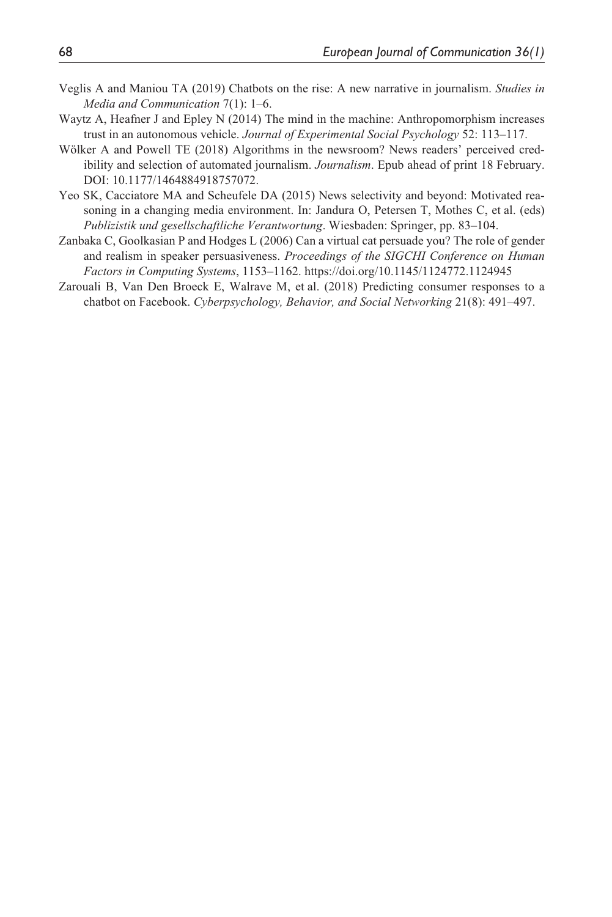Veglis A and Maniou TA (2019) Chatbots on the rise: A new narrative in journalism. *Studies in Media and Communication* 7(1): 1–6.

Waytz A, Heafner J and Epley N (2014) The mind in the machine: Anthropomorphism increases trust in an autonomous vehicle. *Journal of Experimental Social Psychology* 52: 113–117.

Wölker A and Powell TE (2018) Algorithms in the newsroom? News readers' perceived credibility and selection of automated journalism. *Journalism*. Epub ahead of print 18 February. DOI: 10.1177/1464884918757072.

Yeo SK, Cacciatore MA and Scheufele DA (2015) News selectivity and beyond: Motivated reasoning in a changing media environment. In: Jandura O, Petersen T, Mothes C, et al. (eds) *Publizistik und gesellschaftliche Verantwortung*. Wiesbaden: Springer, pp. 83–104.

Zanbaka C, Goolkasian P and Hodges L (2006) Can a virtual cat persuade you? The role of gender and realism in speaker persuasiveness. *Proceedings of the SIGCHI Conference on Human Factors in Computing Systems*, 1153–1162. https://doi.org/10.1145/1124772.1124945

Zarouali B, Van Den Broeck E, Walrave M, et al. (2018) Predicting consumer responses to a chatbot on Facebook. *Cyberpsychology, Behavior, and Social Networking* 21(8): 491–497.